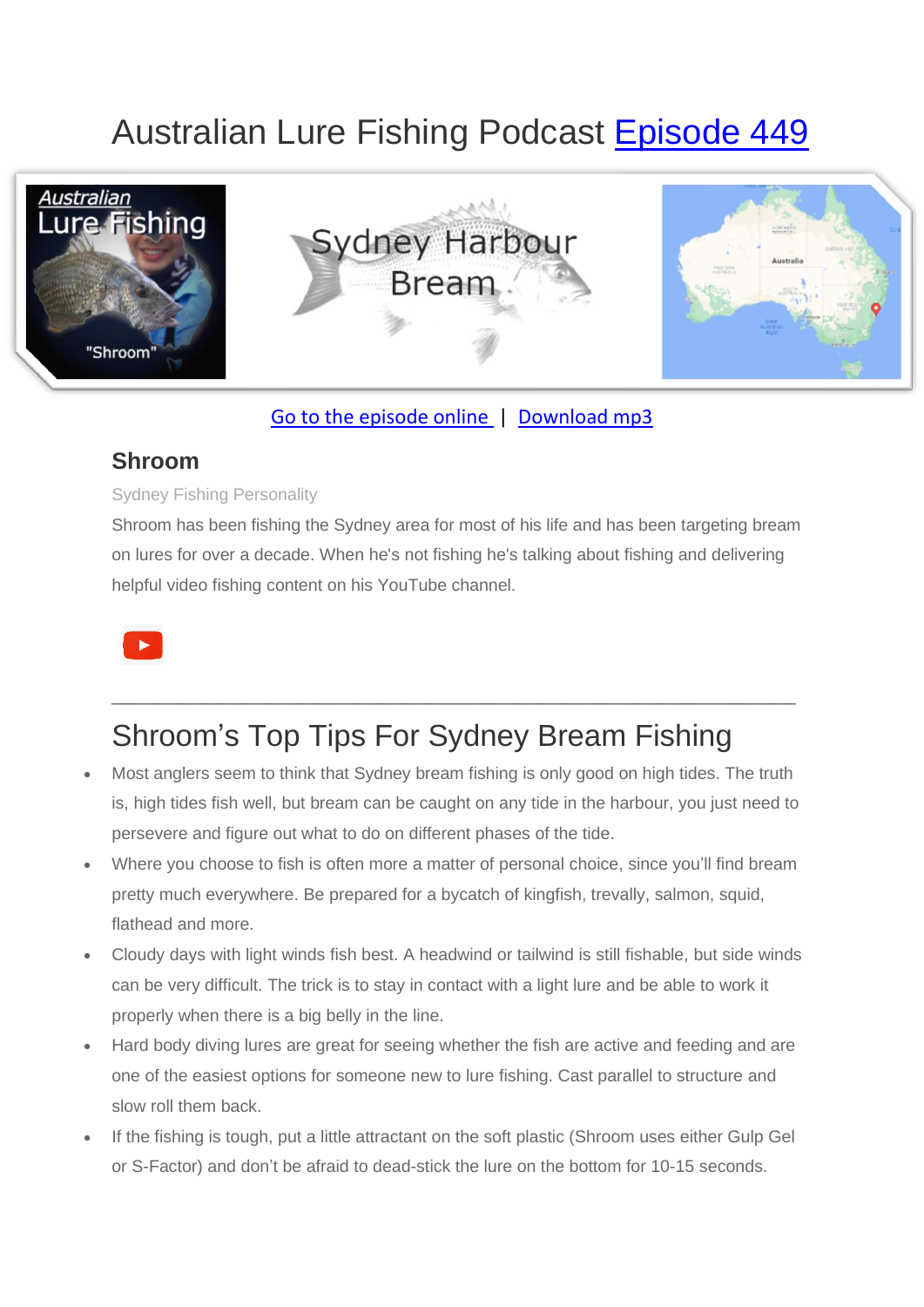# Australian Lure Fishing Podcast Episode 449

Go to the episode online | Download mp3

### Shroom

Sydney Fishing Personality

Shroom has been fishing the Sydney area for most of his life and has been targeting bream on lures for over a decade. When he's not fishing he's talking about fishing and delivering helpful video fishing content on his YouTube channel.

---

## Shroom's Top Tips For Sydney Bream Fishing

- Most anglers seem to think that Sydney bream fishing is only good on high tides. The truth is, high tides fish well, but bream can be caught on any tide in the harbour, you just need to persevere and figure out what to do on different phases of the tide.
- Where you choose to fish is often more a matter of personal choice, since you'll find bream pretty much everywhere. Be prepared for a bycatch of kingfish, trevally, salmon, squid, flathead and more.
- Cloudy days with light winds fish best. A headwind or tailwind is still fishable, but side winds can be very difficult. The trick is to stay in contact with a light lure and be able to work it properly when there is a big belly in the line.
- Hard body diving lures are great for seeing whether the fish are active and feeding and are one of the easiest options for someone new to lure fishing. Cast parallel to structure and slow roll them back.
- If the fishing is tough, put a little attractant on the soft plastic (Shroom uses either Gulp Gel or S-Factor) and don't be afraid to dead-stick the lure on the bottom for 10-15 seconds.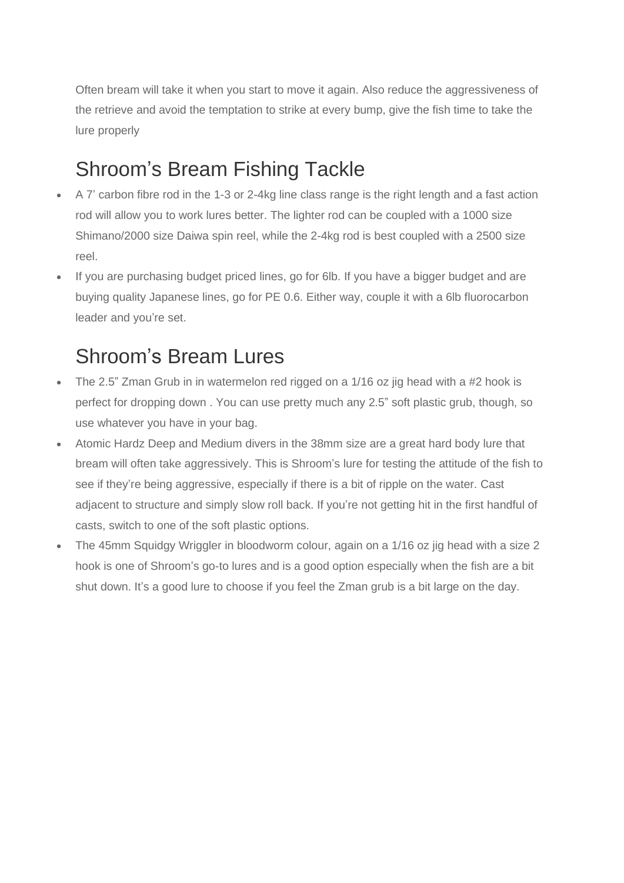Often bream will take it when you start to move it again. Also reduce the aggressiveness of the retrieve and avoid the temptation to strike at every bump, give the fish time to take the lure properly

## Shroom's Bream Fishing Tackle

- A 7' carbon fibre rod in the 1-3 or 2-4kg line class range is the right length and a fast action rod will allow you to work lures better. The lighter rod can be coupled with a 1000 size Shimano/2000 size Daiwa spin reel, while the 2-4kg rod is best coupled with a 2500 size reel.
- If you are purchasing budget priced lines, go for 6lb. If you have a bigger budget and are buying quality Japanese lines, go for PE 0.6. Either way, couple it with a 6lb fluorocarbon leader and you're set.

## Shroom's Bream Lures

- The 2.5" Zman Grub in in watermelon red rigged on a 1/16 oz jig head with a #2 hook is perfect for dropping down . You can use pretty much any 2.5" soft plastic grub, though, so use whatever you have in your bag.
- Atomic Hardz Deep and Medium divers in the 38mm size are a great hard body lure that bream will often take aggressively. This is Shroom's lure for testing the attitude of the fish to see if they're being aggressive, especially if there is a bit of ripple on the water. Cast adjacent to structure and simply slow roll back. If you're not getting hit in the first handful of casts, switch to one of the soft plastic options.
- The 45mm Squidgy Wriggler in bloodworm colour, again on a 1/16 oz jig head with a size 2 hook is one of Shroom's go-to lures and is a good option especially when the fish are a bit shut down. It's a good lure to choose if you feel the Zman grub is a bit large on the day.